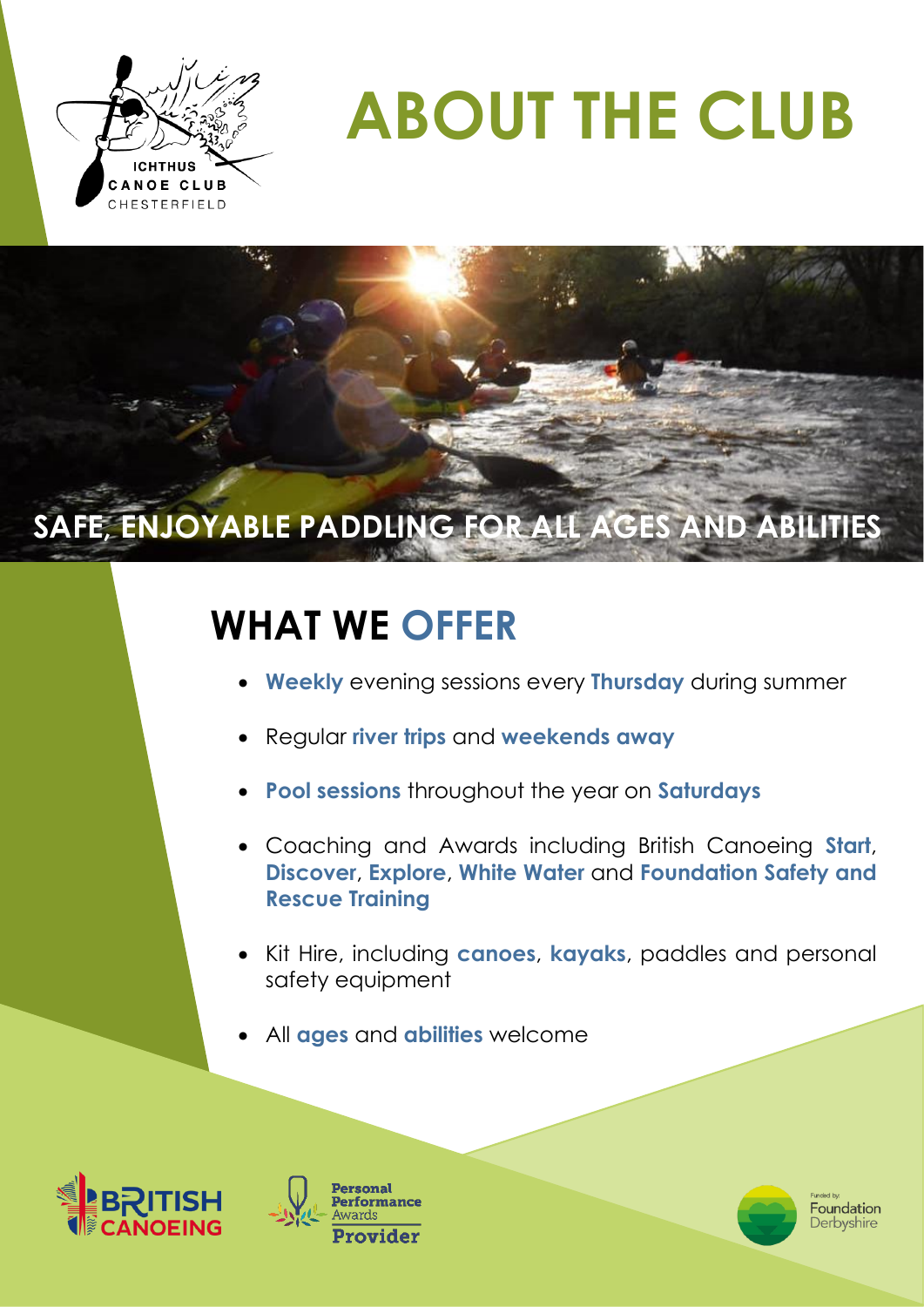ICHTHUS CANOE CLUB CHESTERFIELD

# ABOUT THE CLUB

## SAFE, ENJOYABLE PADDLING FOR ALL AGES AND ABILITIES

## WHAT WE OFFER

- **Weekly** evening sessions every **Thursday** during summer
- Regular **river trips** and **weekends away**
- **Pool sessions** throughout the year on **Saturdays**
- Coaching and Awards including British Canoeing **Start**, **Discover**, **Explore**, **White Water** and **Foundation Safety and Rescue Training**
- Kit Hire, including **canoes**, **kayaks**, paddles and personal safety equipment
- All **ages** and **abilities** welcome

BRITISH CANOEING

Personal Performance Awards Provider

Funded by: Foundation Derbyshire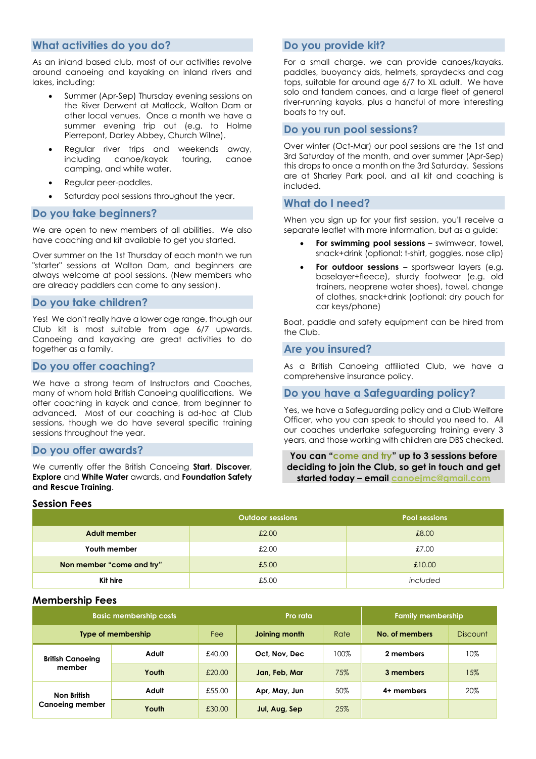## What activities do you do?

As an inland based club, most of our activities revolve around canoeing and kayaking on inland rivers and lakes, including:

- Summer (Apr-Sep) Thursday evening sessions on the River Derwent at Matlock, Walton Dam or other local venues. Once a month we have a summer evening trip out (e.g. to Holme Pierrepont, Darley Abbey, Church Wilne).
- Regular river trips and weekends away, including canoe/kayak touring, canoe camping, and white water.
- Regular peer-paddles.
- Saturday pool sessions throughout the year.

## Do you take beginners?

We are open to new members of all abilities. We also have coaching and kit available to get you started.

Over summer on the 1st Thursday of each month we run "starter" sessions at Walton Dam, and beginners are always welcome at pool sessions. (New members who are already paddlers can come to any session).

## Do you take children?

Yes! We don't really have a lower age range, though our Club kit is most suitable from age 6/7 upwards. Canoeing and kayaking are great activities to do together as a family.

## Do you offer coaching?

We have a strong team of Instructors and Coaches, many of whom hold British Canoeing qualifications. We offer coaching in kayak and canoe, from beginner to advanced. Most of our coaching is ad-hoc at Club sessions, though we do have several specific training sessions throughout the year.

## Do you offer awards?

We currently offer the British Canoeing **Start**, **Discover**, **Explore** and **White Water** awards, and **Foundation Safety and Rescue Training**.

## Do you provide kit?

For a small charge, we can provide canoes/kayaks, paddles, buoyancy aids, helmets, spraydecks and cag tops, suitable for around age 6/7 to XL adult. We have solo and tandem canoes, and a large fleet of general river-running kayaks, plus a handful of more interesting boats to try out.

## Do you run pool sessions?

Over winter (Oct-Mar) our pool sessions are the 1st and 3rd Saturday of the month, and over summer (Apr-Sep) this drops to once a month on the 3rd Saturday. Sessions are at Sharley Park pool, and all kit and coaching is included.

## What do I need?

When you sign up for your first session, you'll receive a separate leaflet with more information, but as a guide:

- **For swimming pool sessions** – swimwear, towel, snack+drink (optional: t-shirt, goggles, nose clip)
- **For outdoor sessions** – sportswear layers (e.g. baselayer+fleece), sturdy footwear (e.g. old trainers, neoprene water shoes), towel, change of clothes, snack+drink (optional: dry pouch for car keys/phone)

Boat, paddle and safety equipment can be hired from the Club.

## Are you insured?

As a British Canoeing affiliated Club, we have a comprehensive insurance policy.

## Do you have a Safeguarding policy?

Yes, we have a Safeguarding policy and a Club Welfare Officer, who you can speak to should you need to. All our coaches undertake safeguarding training every 3 years, and those working with children are DBS checked.

**You can "come and try" up to 3 sessions before deciding to join the Club, so get in touch and get started today – email canoejmc@gmail.com**

### Session Fees

| | Outdoor sessions | Pool sessions |
|---|---|---|
| **Adult member** | £2.00 | £8.00 |
| **Youth member** | £2.00 | £7.00 |
| **Non member "come and try"** | £5.00 | £10.00 |
| **Kit hire** | £5.00 | *included* |

### Membership Fees

| Basic membership costs | | | Pro rata | | Family membership | |
|---|---|---|---|---|---|---|
| **Type of membership** | | Fee | **Joining month** | Rate | **No. of members** | Discount |
| **British Canoeing member** | **Adult** | £40.00 | **Oct, Nov, Dec** | 100% | **2 members** | 10% |
| | **Youth** | £20.00 | **Jan, Feb, Mar** | 75% | **3 members** | 15% |
| **Non British Canoeing member** | **Adult** | £55.00 | **Apr, May, Jun** | 50% | **4+ members** | 20% |
| | **Youth** | £30.00 | **Jul, Aug, Sep** | 25% | | |